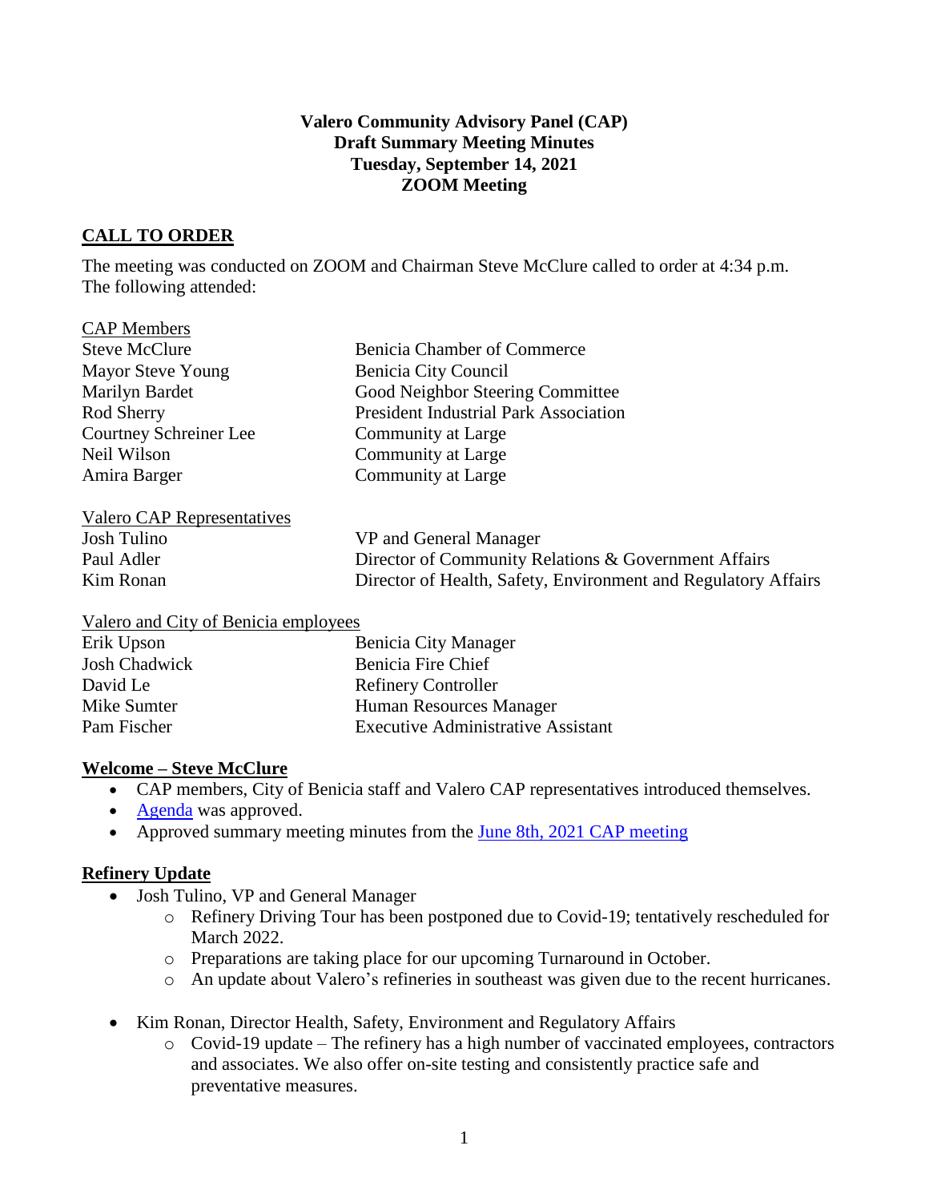**Valero Community Advisory Panel (CAP)**
**Draft Summary Meeting Minutes**
**Tuesday, September 14, 2021**
**ZOOM Meeting**

## CALL TO ORDER

The meeting was conducted on ZOOM and Chairman Steve McClure called to order at 4:34 p.m. The following attended:

CAP Members

| | |
|---|---|
| Steve McClure | Benicia Chamber of Commerce |
| Mayor Steve Young | Benicia City Council |
| Marilyn Bardet | Good Neighbor Steering Committee |
| Rod Sherry | President Industrial Park Association |
| Courtney Schreiner Lee | Community at Large |
| Neil Wilson | Community at Large |
| Amira Barger | Community at Large |

Valero CAP Representatives

| | |
|---|---|
| Josh Tulino | VP and General Manager |
| Paul Adler | Director of Community Relations & Government Affairs |
| Kim Ronan | Director of Health, Safety, Environment and Regulatory Affairs |

Valero and City of Benicia employees

| | |
|---|---|
| Erik Upson | Benicia City Manager |
| Josh Chadwick | Benicia Fire Chief |
| David Le | Refinery Controller |
| Mike Sumter | Human Resources Manager |
| Pam Fischer | Executive Administrative Assistant |

## Welcome – Steve McClure

- CAP members, City of Benicia staff and Valero CAP representatives introduced themselves.
- Agenda was approved.
- Approved summary meeting minutes from the June 8th, 2021 CAP meeting

## Refinery Update

- Josh Tulino, VP and General Manager
  - Refinery Driving Tour has been postponed due to Covid-19; tentatively rescheduled for March 2022.
  - Preparations are taking place for our upcoming Turnaround in October.
  - An update about Valero's refineries in southeast was given due to the recent hurricanes.
- Kim Ronan, Director Health, Safety, Environment and Regulatory Affairs
  - Covid-19 update – The refinery has a high number of vaccinated employees, contractors and associates. We also offer on-site testing and consistently practice safe and preventative measures.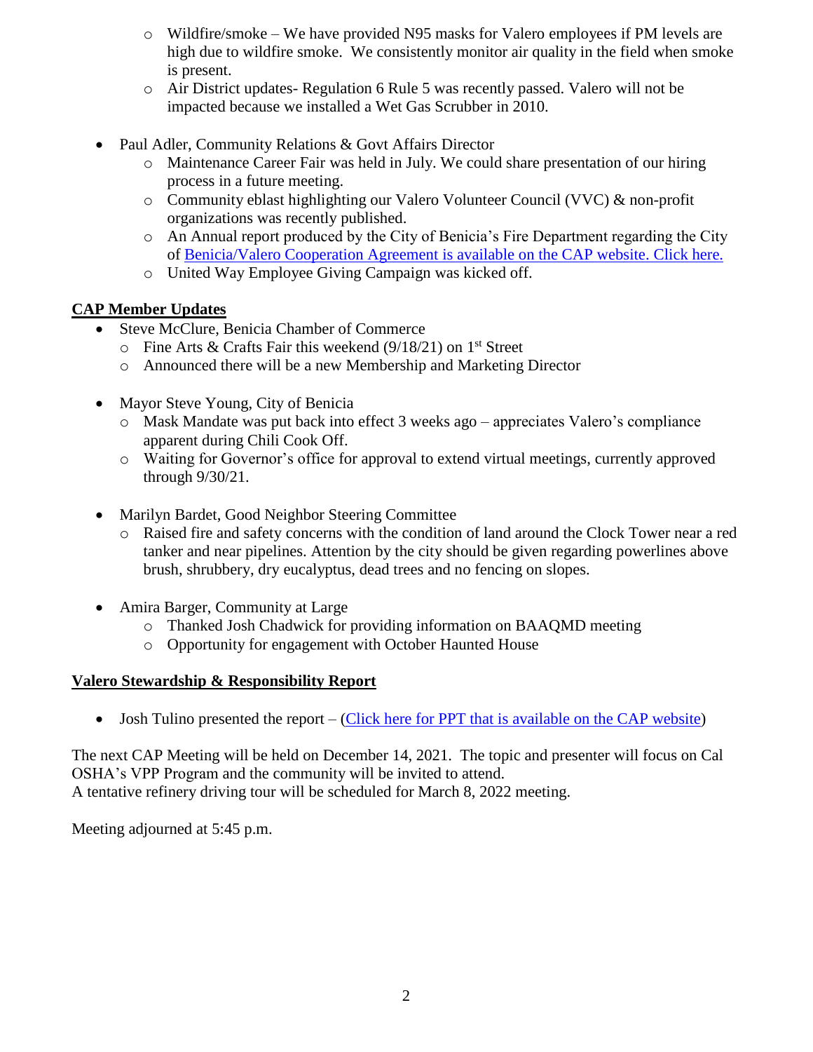- Wildfire/smoke – We have provided N95 masks for Valero employees if PM levels are high due to wildfire smoke. We consistently monitor air quality in the field when smoke is present.
  - Air District updates- Regulation 6 Rule 5 was recently passed. Valero will not be impacted because we installed a Wet Gas Scrubber in 2010.

- Paul Adler, Community Relations & Govt Affairs Director
  - Maintenance Career Fair was held in July. We could share presentation of our hiring process in a future meeting.
  - Community eblast highlighting our Valero Volunteer Council (VVC) & non-profit organizations was recently published.
  - An Annual report produced by the City of Benicia's Fire Department regarding the City of Benicia/Valero Cooperation Agreement is available on the CAP website. Click here.
  - United Way Employee Giving Campaign was kicked off.

**CAP Member Updates**

- Steve McClure, Benicia Chamber of Commerce
  - Fine Arts & Crafts Fair this weekend (9/18/21) on 1st Street
  - Announced there will be a new Membership and Marketing Director

- Mayor Steve Young, City of Benicia
  - Mask Mandate was put back into effect 3 weeks ago – appreciates Valero's compliance apparent during Chili Cook Off.
  - Waiting for Governor's office for approval to extend virtual meetings, currently approved through 9/30/21.

- Marilyn Bardet, Good Neighbor Steering Committee
  - Raised fire and safety concerns with the condition of land around the Clock Tower near a red tanker and near pipelines. Attention by the city should be given regarding powerlines above brush, shrubbery, dry eucalyptus, dead trees and no fencing on slopes.

- Amira Barger, Community at Large
  - Thanked Josh Chadwick for providing information on BAAQMD meeting
  - Opportunity for engagement with October Haunted House

**Valero Stewardship & Responsibility Report**

- Josh Tulino presented the report – (Click here for PPT that is available on the CAP website)

The next CAP Meeting will be held on December 14, 2021. The topic and presenter will focus on Cal OSHA's VPP Program and the community will be invited to attend.
A tentative refinery driving tour will be scheduled for March 8, 2022 meeting.

Meeting adjourned at 5:45 p.m.